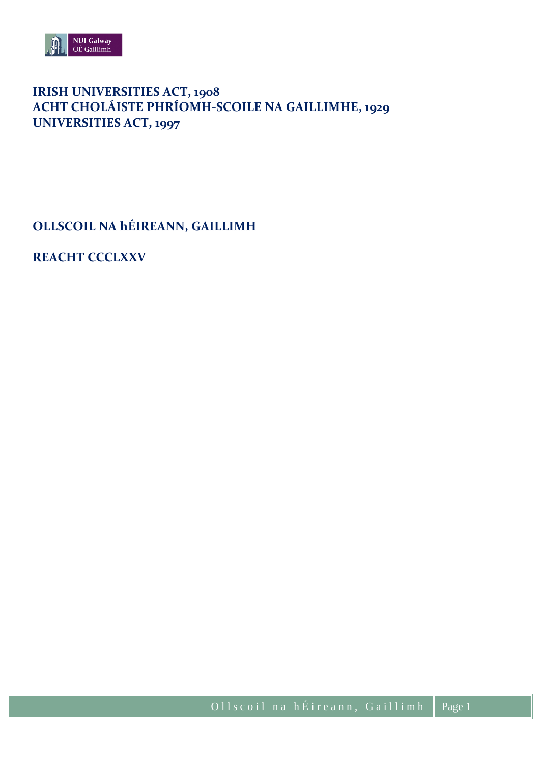# IRISH UNIVERSITIES ACT, 1908
# ACHT CHOLÁISTE PHRÍOMH-SCOILE NA GAILLIMHE, 1929
# UNIVERSITIES ACT, 1997

## OLLSCOIL NA hÉIREANN, GAILLIMH

## REACHT CCCLXXV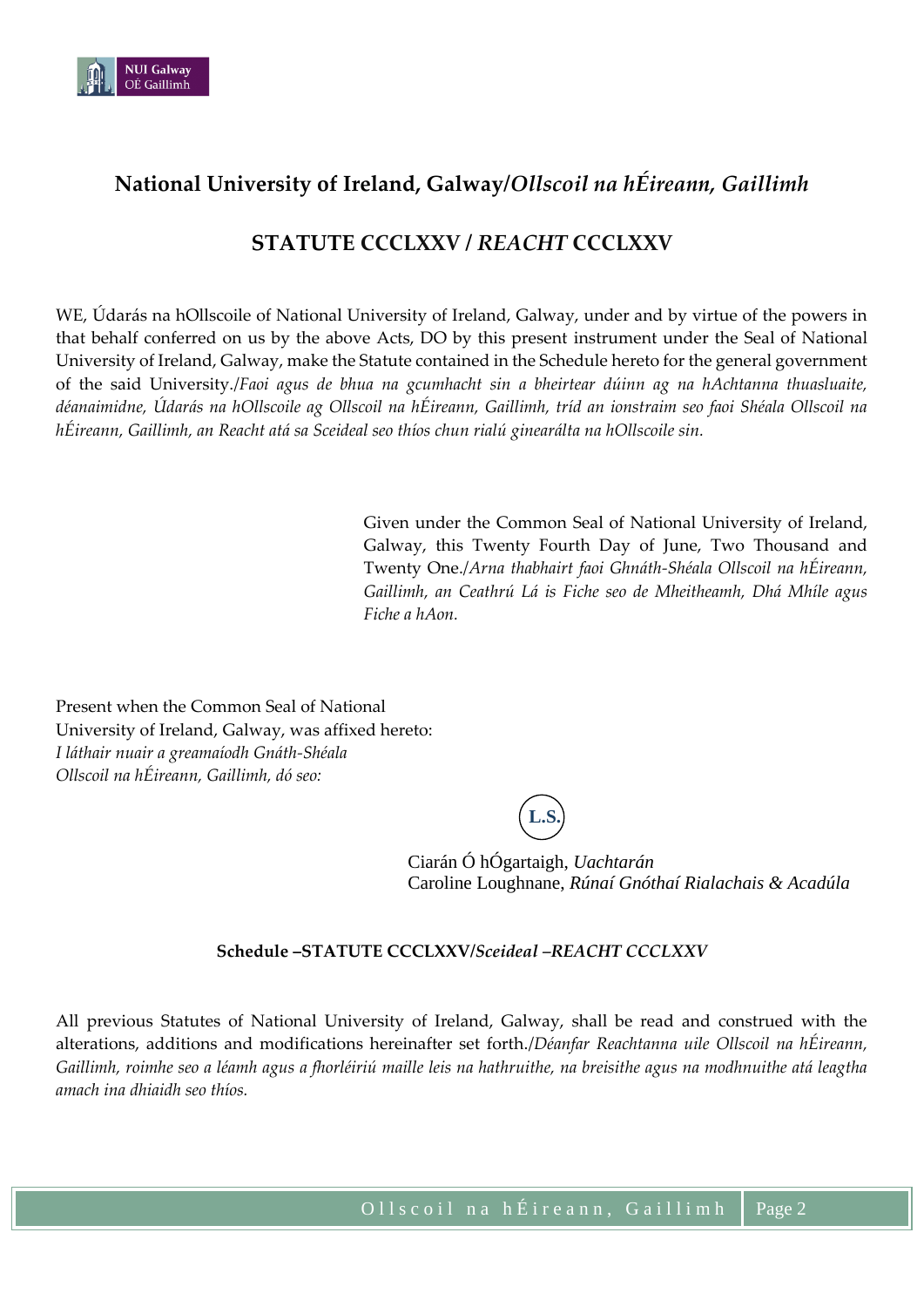## National University of Ireland, Galway/*Ollscoil na hÉireann, Gaillimh*

## STATUTE CCCLXXV / *REACHT* CCCLXXV

WE, Údarás na hOllscoile of National University of Ireland, Galway, under and by virtue of the powers in that behalf conferred on us by the above Acts, DO by this present instrument under the Seal of National University of Ireland, Galway, make the Statute contained in the Schedule hereto for the general government of the said University./*Faoi agus de bhua na gcumhacht sin a bheirtear dúinn ag na hAchtanna thuasluaite, déanaimidne, Údarás na hOllscoile ag Ollscoil na hÉireann, Gaillimh, tríd an ionstraim seo faoi Shéala Ollscoil na hÉireann, Gaillimh, an Reacht atá sa Sceideal seo thíos chun rialú ginearálta na hOllscoile sin.*

Given under the Common Seal of National University of Ireland, Galway, this Twenty Fourth Day of June, Two Thousand and Twenty One./*Arna thabhairt faoi Ghnáth-Shéala Ollscoil na hÉireann, Gaillimh, an Ceathrú Lá is Fiche seo de Mheitheamh, Dhá Mhíle agus Fiche a hAon.*

Present when the Common Seal of National University of Ireland, Galway, was affixed hereto:
*I láthair nuair a greamaíodh Gnáth-Shéala Ollscoil na hÉireann, Gaillimh, dó seo:*

L.S.

Ciarán Ó hÓgartaigh, *Uachtarán*
Caroline Loughnane, *Rúnaí Gnóthaí Rialachais & Acadúla*

**Schedule –STATUTE CCCLXXV/*Sceideal –REACHT CCCLXXV***

All previous Statutes of National University of Ireland, Galway, shall be read and construed with the alterations, additions and modifications hereinafter set forth./*Déanfar Reachtanna uile Ollscoil na hÉireann, Gaillimh, roimhe seo a léamh agus a fhorléiriú maille leis na hathruithe, na breisithe agus na modhnuithe atá leagtha amach ina dhiaidh seo thíos.*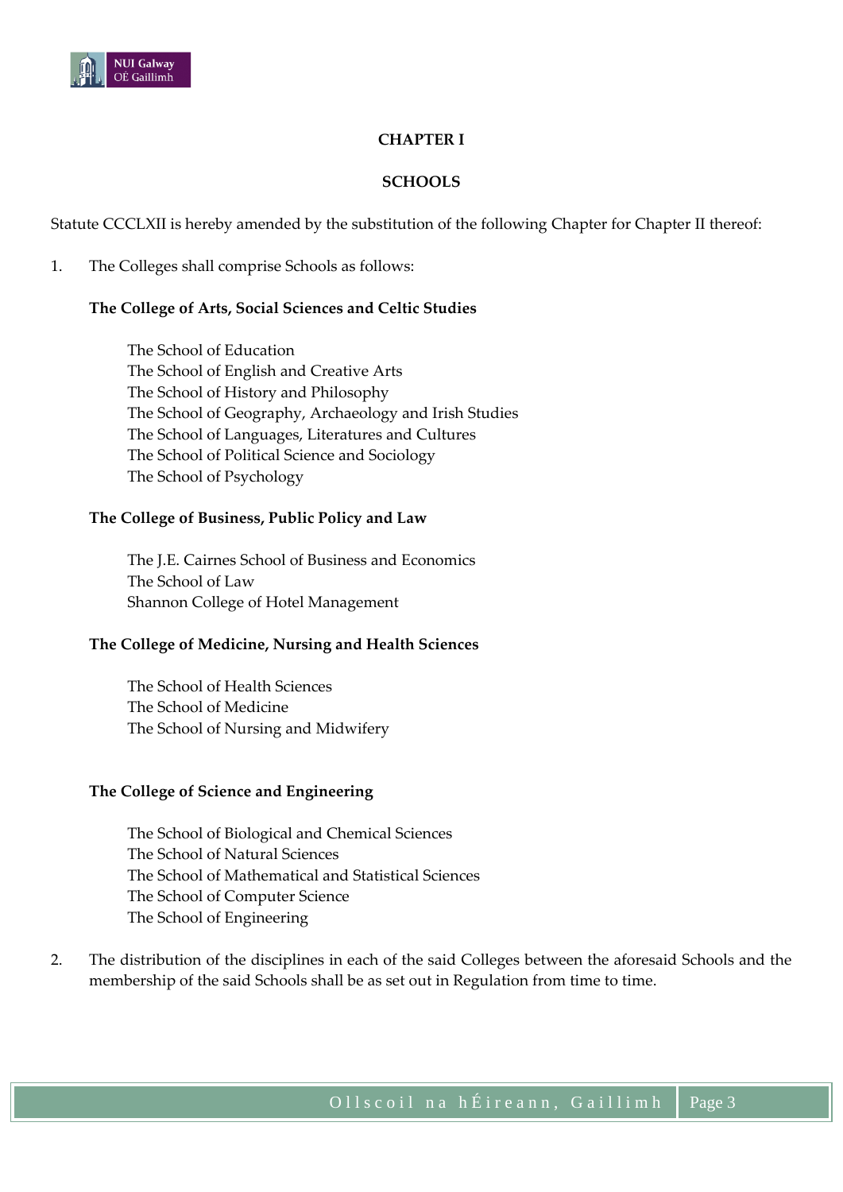# CHAPTER I

## SCHOOLS

Statute CCCLXII is hereby amended by the substitution of the following Chapter for Chapter II thereof:

1. The Colleges shall comprise Schools as follows:

   **The College of Arts, Social Sciences and Celtic Studies**

   The School of Education
   The School of English and Creative Arts
   The School of History and Philosophy
   The School of Geography, Archaeology and Irish Studies
   The School of Languages, Literatures and Cultures
   The School of Political Science and Sociology
   The School of Psychology

   **The College of Business, Public Policy and Law**

   The J.E. Cairnes School of Business and Economics
   The School of Law
   Shannon College of Hotel Management

   **The College of Medicine, Nursing and Health Sciences**

   The School of Health Sciences
   The School of Medicine
   The School of Nursing and Midwifery

   **The College of Science and Engineering**

   The School of Biological and Chemical Sciences
   The School of Natural Sciences
   The School of Mathematical and Statistical Sciences
   The School of Computer Science
   The School of Engineering

2. The distribution of the disciplines in each of the said Colleges between the aforesaid Schools and the membership of the said Schools shall be as set out in Regulation from time to time.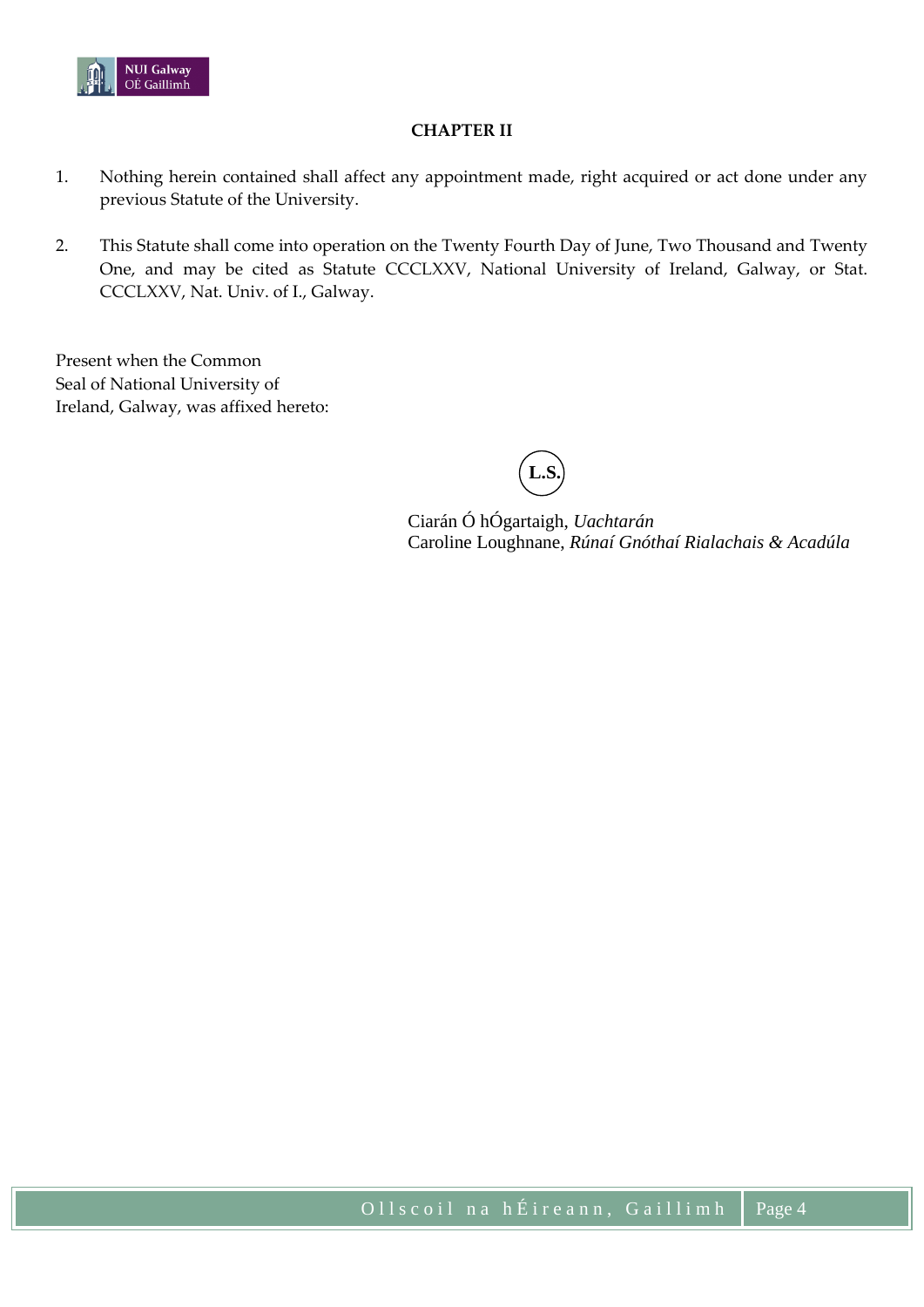## CHAPTER II

1. Nothing herein contained shall affect any appointment made, right acquired or act done under any previous Statute of the University.

2. This Statute shall come into operation on the Twenty Fourth Day of June, Two Thousand and Twenty One, and may be cited as Statute CCCLXXV, National University of Ireland, Galway, or Stat. CCCLXXV, Nat. Univ. of I., Galway.

Present when the Common
Seal of National University of
Ireland, Galway, was affixed hereto:

L.S.

Ciarán Ó hÓgartaigh, *Uachtarán*
Caroline Loughnane, *Rúnaí Gnóthaí Rialachais & Acadúla*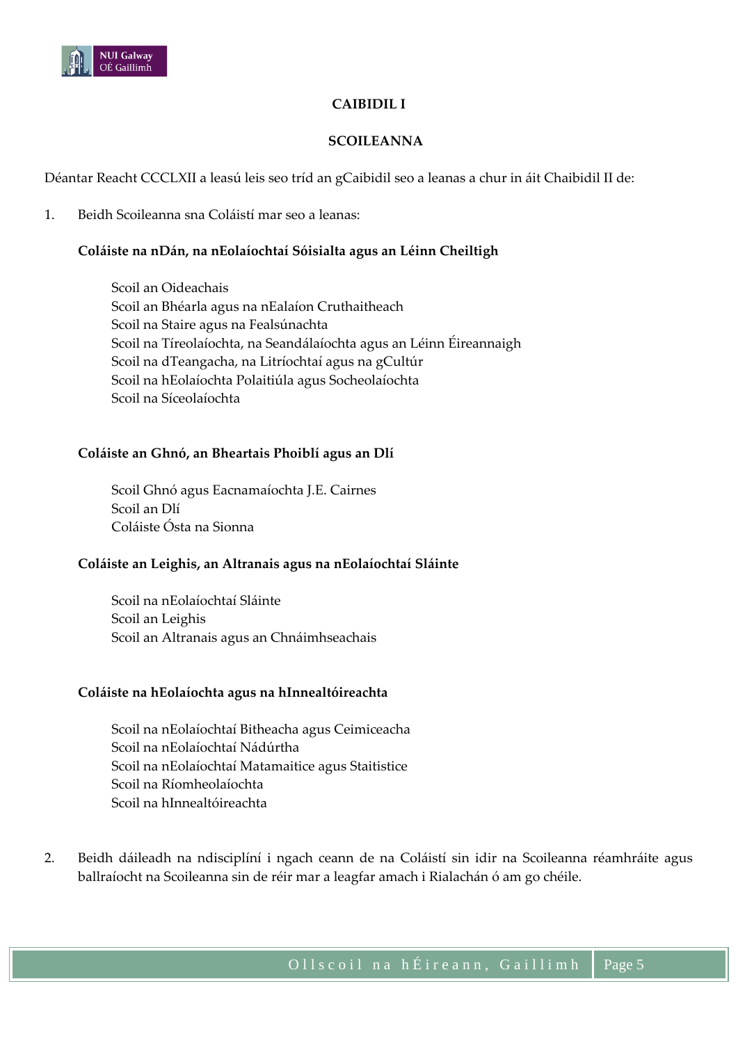## CAIBIDIL I

## SCOILEANNA

Déantar Reacht CCCLXII a leasú leis seo tríd an gCaibidil seo a leanas a chur in áit Chaibidil II de:

1. Beidh Scoileanna sna Coláistí mar seo a leanas:

   **Coláiste na nDán, na nEolaíochtaí Sóisialta agus an Léinn Cheiltigh**

   Scoil an Oideachais
   Scoil an Bhéarla agus na nEalaíon Cruthaitheach
   Scoil na Staire agus na Fealsúnachta
   Scoil na Tíreolaíochta, na Seandálaíochta agus an Léinn Éireannaigh
   Scoil na dTeangacha, na Litríochtaí agus na gCultúr
   Scoil na hEolaíochta Polaitiúla agus Socheolaíochta
   Scoil na Síceolaíochta

   **Coláiste an Ghnó, an Bheartais Phoiblí agus an Dlí**

   Scoil Ghnó agus Eacnamaíochta J.E. Cairnes
   Scoil an Dlí
   Coláiste Ósta na Sionna

   **Coláiste an Leighis, an Altranais agus na nEolaíochtaí Sláinte**

   Scoil na nEolaíochtaí Sláinte
   Scoil an Leighis
   Scoil an Altranais agus an Chnáimhseachais

   **Coláiste na hEolaíochta agus na hInnealtóireachta**

   Scoil na nEolaíochtaí Bitheacha agus Ceimiceacha
   Scoil na nEolaíochtaí Nádúrtha
   Scoil na nEolaíochtaí Matamaitice agus Staitistice
   Scoil na Ríomheolaíochta
   Scoil na hInnealtóireachta

2. Beidh dáileadh na ndisciplíní i ngach ceann de na Coláistí sin idir na Scoileanna réamhráite agus ballraíocht na Scoileanna sin de réir mar a leagfar amach i Rialachán ó am go chéile.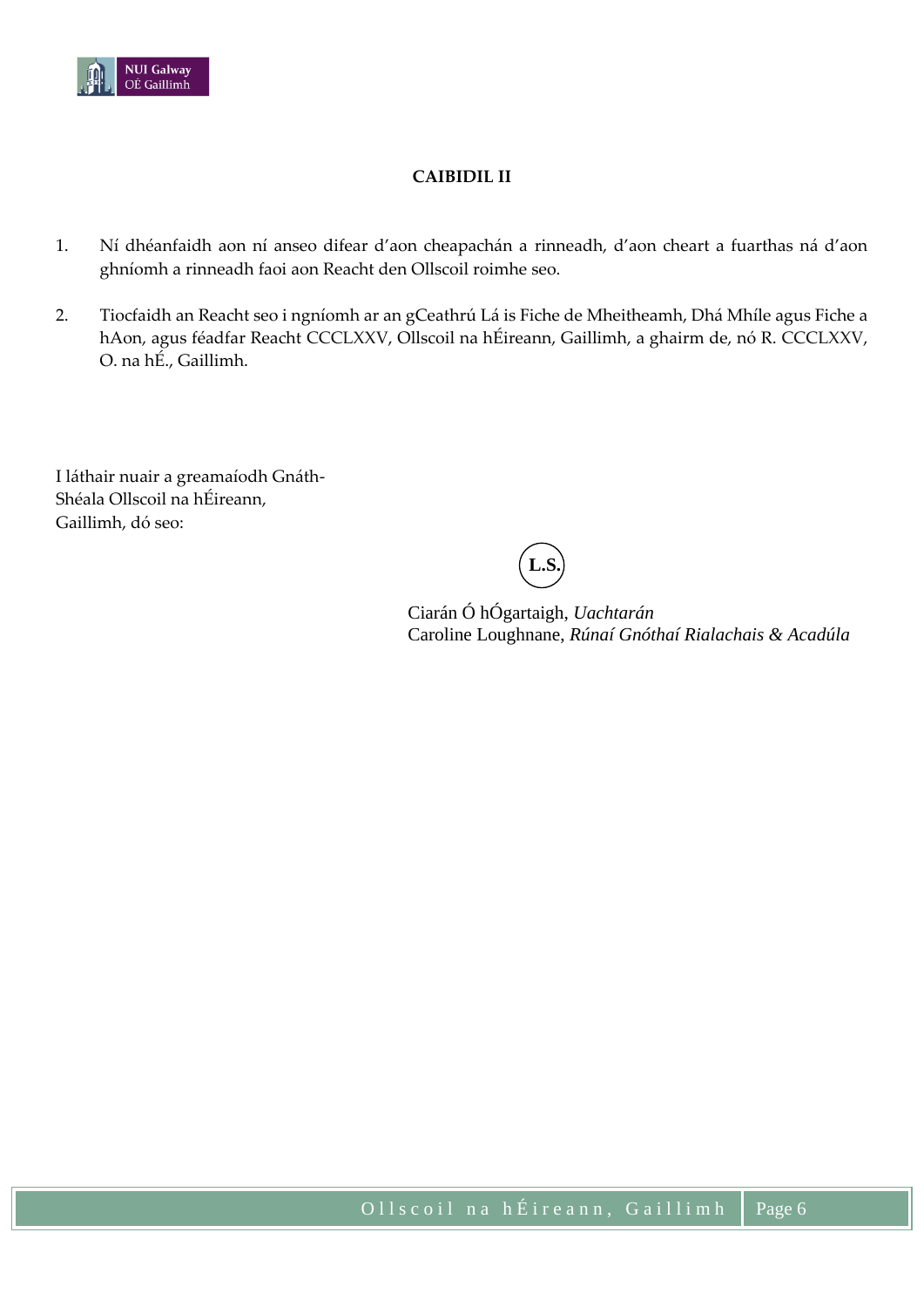**CAIBIDIL II**

1. Ní dhéanfaidh aon ní anseo difear d'aon cheapachán a rinneadh, d'aon cheart a fuarthas ná d'aon ghníomh a rinneadh faoi aon Reacht den Ollscoil roimhe seo.

2. Tiocfaidh an Reacht seo i ngníomh ar an gCeathrú Lá is Fiche de Mheitheamh, Dhá Mhíle agus Fiche a hAon, agus féadfar Reacht CCCLXXV, Ollscoil na hÉireann, Gaillimh, a ghairm de, nó R. CCCLXXV, O. na hÉ., Gaillimh.

I láthair nuair a greamaíodh Gnáth-Shéala Ollscoil na hÉireann, Gaillimh, dó seo:

L.S.

Ciarán Ó hÓgartaigh, *Uachtarán*
Caroline Loughnane, *Rúnaí Gnóthaí Rialachais & Acadúla*